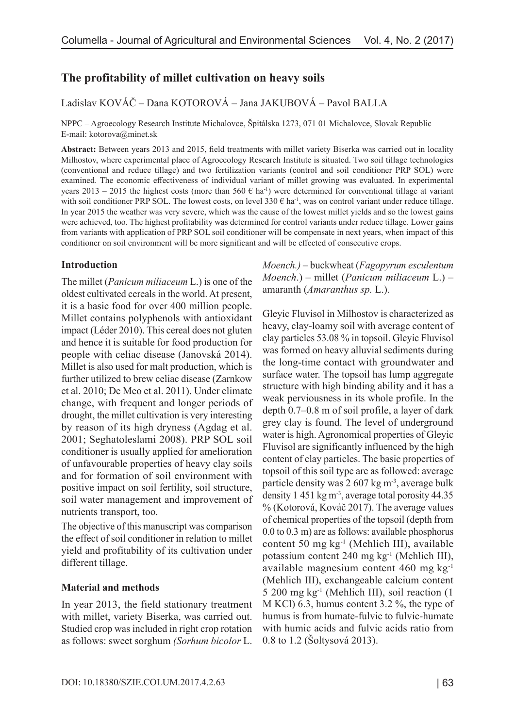# The profitability of millet cultivation on heavy soils

Ladislav KOVÁČ – Dana KOTOROVÁ – Jana JAKUBOVÁ – Pavol BALLA

NPPC – Agroecology Research Institute Michalovce, Špitálska 1273, 071 01 Michalovce, Slovak Republic
E-mail: kotorova@minet.sk

**Abstract:** Between years 2013 and 2015, field treatments with millet variety Biserka was carried out in locality Milhostov, where experimental place of Agroecology Research Institute is situated. Two soil tillage technologies (conventional and reduce tillage) and two fertilization variants (control and soil conditioner PRP SOL) were examined. The economic effectiveness of individual variant of millet growing was evaluated. In experimental years 2013 – 2015 the highest costs (more than 560 € $ha^{-1}$) were determined for conventional tillage at variant with soil conditioner PRP SOL. The lowest costs, on level 330 € $ha^{-1}$, was on control variant under reduce tillage. In year 2015 the weather was very severe, which was the cause of the lowest millet yields and so the lowest gains were achieved, too. The highest profitability was determined for control variants under reduce tillage. Lower gains from variants with application of PRP SOL soil conditioner will be compensate in next years, when impact of this conditioner on soil environment will be more significant and will be effected of consecutive crops.

## Introduction

The millet (*Panicum miliaceum* L.) is one of the oldest cultivated cereals in the world. At present, it is a basic food for over 400 million people. Millet contains polyphenols with antioxidant impact (Léder 2010). This cereal does not gluten and hence it is suitable for food production for people with celiac disease (Janovská 2014). Millet is also used for malt production, which is further utilized to brew celiac disease (Zarnkow et al. 2010; De Meo et al. 2011). Under climate change, with frequent and longer periods of drought, the millet cultivation is very interesting by reason of its high dryness (Agdag et al. 2001; Seghatoleslami 2008). PRP SOL soil conditioner is usually applied for amelioration of unfavourable properties of heavy clay soils and for formation of soil environment with positive impact on soil fertility, soil structure, soil water management and improvement of nutrients transport, too.

The objective of this manuscript was comparison the effect of soil conditioner in relation to millet yield and profitability of its cultivation under different tillage.

## Material and methods

In year 2013, the field stationary treatment with millet, variety Biserka, was carried out. Studied crop was included in right crop rotation as follows: sweet sorghum *(Sorhum bicolor* L. *Moench.)* – buckwheat (*Fagopyrum esculentum Moench*.) – millet (*Panicum miliaceum* L.) – amaranth (*Amaranthus sp.* L.).

Gleyic Fluvisol in Milhostov is characterized as heavy, clay-loamy soil with average content of clay particles 53.08 % in topsoil. Gleyic Fluvisol was formed on heavy alluvial sediments during the long-time contact with groundwater and surface water. The topsoil has lump aggregate structure with high binding ability and it has a weak perviousness in its whole profile. In the depth 0.7–0.8 m of soil profile, a layer of dark grey clay is found. The level of underground water is high. Agronomical properties of Gleyic Fluvisol are significantly influenced by the high content of clay particles. The basic properties of topsoil of this soil type are as followed: average particle density was 2 607 kg $m^{-3}$, average bulk density 1 451 kg $m^{-3}$, average total porosity 44.35 % (Kotorová, Kováč 2017). The average values of chemical properties of the topsoil (depth from 0.0 to 0.3 m) are as follows: available phosphorus content 50 mg $kg^{-1}$ (Mehlich III), available potassium content 240 mg $kg^{-1}$ (Mehlich III), available magnesium content 460 mg $kg^{-1}$ (Mehlich III), exchangeable calcium content 5 200 mg $kg^{-1}$ (Mehlich III), soil reaction (1 M KCl) 6.3, humus content 3.2 %, the type of humus is from humate-fulvic to fulvic-humate with humic acids and fulvic acids ratio from 0.8 to 1.2 (Šoltysová 2013).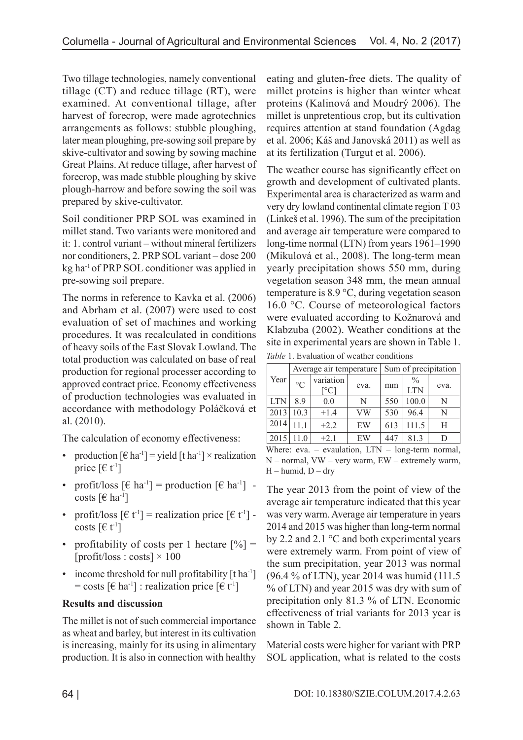Two tillage technologies, namely conventional tillage (CT) and reduce tillage (RT), were examined. At conventional tillage, after harvest of forecrop, were made agrotechnics arrangements as follows: stubble ploughing, later mean ploughing, pre-sowing soil prepare by skive-cultivator and sowing by sowing machine Great Plains. At reduce tillage, after harvest of forecrop, was made stubble ploughing by skive plough-harrow and before sowing the soil was prepared by skive-cultivator.

Soil conditioner PRP SOL was examined in millet stand. Two variants were monitored and it: 1. control variant – without mineral fertilizers nor conditioners, 2. PRP SOL variant – dose 200 kg ha$^{-1}$ of PRP SOL conditioner was applied in pre-sowing soil prepare.

The norms in reference to Kavka et al. (2006) and Abrham et al. (2007) were used to cost evaluation of set of machines and working procedures. It was recalculated in conditions of heavy soils of the East Slovak Lowland. The total production was calculated on base of real production for regional processer according to approved contract price. Economy effectiveness of production technologies was evaluated in accordance with methodology Poláčková et al. (2010).

The calculation of economy effectiveness:

- production [€ ha$^{-1}$] = yield [t ha$^{-1}$] × realization price [€ t$^{-1}$]
- profit/loss [€ ha$^{-1}$] = production [€ ha$^{-1}$] - costs [€ ha$^{-1}$]
- profit/loss [€ t$^{-1}$] = realization price [€ t$^{-1}$] - costs [€ t$^{-1}$]
- profitability of costs per 1 hectare [%] = [profit/loss : costs] × 100
- income threshold for null profitability [t ha$^{-1}$] = costs [€ ha$^{-1}$] : realization price [€ t$^{-1}$]

**Results and discussion**

The millet is not of such commercial importance as wheat and barley, but interest in its cultivation is increasing, mainly for its using in alimentary production. It is also in connection with healthy eating and gluten-free diets. The quality of millet proteins is higher than winter wheat proteins (Kalinová and Moudrý 2006). The millet is unpretentious crop, but its cultivation requires attention at stand foundation (Agdag et al. 2006; Káš and Janovská 2011) as well as at its fertilization (Turgut et al. 2006).

The weather course has significantly effect on growth and development of cultivated plants. Experimental area is characterized as warm and very dry lowland continental climate region T 03 (Linkeš et al. 1996). The sum of the precipitation and average air temperature were compared to long-time normal (LTN) from years 1961–1990 (Mikulová et al., 2008). The long-term mean yearly precipitation shows 550 mm, during vegetation season 348 mm, the mean annual temperature is 8.9 °C, during vegetation season 16.0 °C. Course of meteorological factors were evaluated according to Kožnarová and Klabzuba (2002). Weather conditions at the site in experimental years are shown in Table 1.

*Table* 1. Evaluation of weather conditions

| Year | Average air temperature | | | Sum of precipitation | | |
|---|---|---|---|---|---|---|
| | °C | variation [°C] | eva. | mm | % LTN | eva. |
| LTN | 8.9 | 0.0 | N | 550 | 100.0 | N |
| 2013 | 10.3 | +1.4 | VW | 530 | 96.4 | N |
| 2014 | 11.1 | +2.2 | EW | 613 | 111.5 | H |
| 2015 | 11.0 | +2.1 | EW | 447 | 81.3 | D |

Where: eva. – evaulation, LTN – long-term normal, N – normal, VW – very warm, EW – extremely warm, H – humid, D – dry

The year 2013 from the point of view of the average air temperature indicated that this year was very warm. Average air temperature in years 2014 and 2015 was higher than long-term normal by 2.2 and 2.1 °C and both experimental years were extremely warm. From point of view of the sum precipitation, year 2013 was normal (96.4 % of LTN), year 2014 was humid (111.5 % of LTN) and year 2015 was dry with sum of precipitation only 81.3 % of LTN. Economic effectiveness of trial variants for 2013 year is shown in Table 2.

Material costs were higher for variant with PRP SOL application, what is related to the costs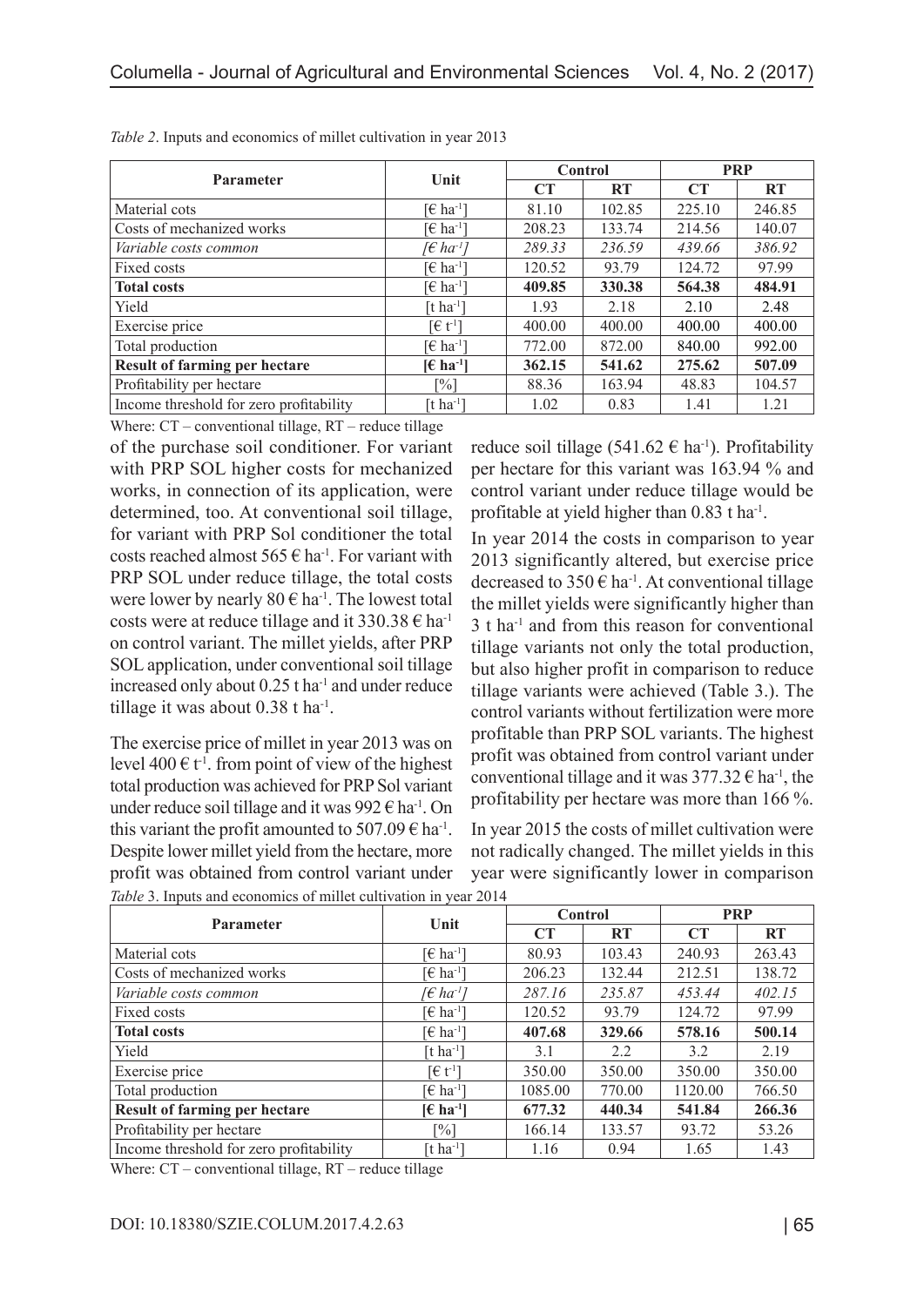*Table 2*. Inputs and economics of millet cultivation in year 2013

| Parameter | Unit | Control | | PRP | |
|---|---|---|---|---|---|
| | | **CT** | **RT** | **CT** | **RT** |
| Material cots | [€ ha$^{-1}$] | 81.10 | 102.85 | 225.10 | 246.85 |
| Costs of mechanized works | [€ ha$^{-1}$] | 208.23 | 133.74 | 214.56 | 140.07 |
| *Variable costs common* | *[€ ha$^{-1}$]* | *289.33* | *236.59* | *439.66* | *386.92* |
| Fixed costs | [€ ha$^{-1}$] | 120.52 | 93.79 | 124.72 | 97.99 |
| **Total costs** | [€ ha$^{-1}$] | **409.85** | **330.38** | **564.38** | **484.91** |
| Yield | [t ha$^{-1}$] | 1.93 | 2.18 | 2.10 | 2.48 |
| Exercise price | [€ t$^{-1}$] | 400.00 | 400.00 | 400.00 | 400.00 |
| Total production | [€ ha$^{-1}$] | 772.00 | 872.00 | 840.00 | 992.00 |
| **Result of farming per hectare** | **[€ ha$^{-1}$]** | **362.15** | **541.62** | **275.62** | **507.09** |
| Profitability per hectare | [%] | 88.36 | 163.94 | 48.83 | 104.57 |
| Income threshold for zero profitability | [t ha$^{-1}$] | 1.02 | 0.83 | 1.41 | 1.21 |

Where: CT – conventional tillage, RT – reduce tillage

of the purchase soil conditioner. For variant with PRP SOL higher costs for mechanized works, in connection of its application, were determined, too. At conventional soil tillage, for variant with PRP Sol conditioner the total costs reached almost 565 € ha$^{-1}$. For variant with PRP SOL under reduce tillage, the total costs were lower by nearly 80 € ha$^{-1}$. The lowest total costs were at reduce tillage and it 330.38 € ha$^{-1}$ on control variant. The millet yields, after PRP SOL application, under conventional soil tillage increased only about 0.25 t ha$^{-1}$ and under reduce tillage it was about 0.38 t ha$^{-1}$.

The exercise price of millet in year 2013 was on level 400 € t$^{-1}$. from point of view of the highest total production was achieved for PRP Sol variant under reduce soil tillage and it was 992 € ha$^{-1}$. On this variant the profit amounted to 507.09 € ha$^{-1}$. Despite lower millet yield from the hectare, more profit was obtained from control variant under reduce soil tillage (541.62 € ha$^{-1}$). Profitability per hectare for this variant was 163.94 % and control variant under reduce tillage would be profitable at yield higher than 0.83 t ha$^{-1}$.

In year 2014 the costs in comparison to year 2013 significantly altered, but exercise price decreased to 350 € ha$^{-1}$. At conventional tillage the millet yields were significantly higher than 3 t ha$^{-1}$ and from this reason for conventional tillage variants not only the total production, but also higher profit in comparison to reduce tillage variants were achieved (Table 3.). The control variants without fertilization were more profitable than PRP SOL variants. The highest profit was obtained from control variant under conventional tillage and it was 377.32 € ha$^{-1}$, the profitability per hectare was more than 166 %.

In year 2015 the costs of millet cultivation were not radically changed. The millet yields in this year were significantly lower in comparison

*Table* 3. Inputs and economics of millet cultivation in year 2014

| Parameter | Unit | Control | | PRP | |
|---|---|---|---|---|---|
| | | **CT** | **RT** | **CT** | **RT** |
| Material cots | [€ ha$^{-1}$] | 80.93 | 103.43 | 240.93 | 263.43 |
| Costs of mechanized works | [€ ha$^{-1}$] | 206.23 | 132.44 | 212.51 | 138.72 |
| *Variable costs common* | *[€ ha$^{-1}$]* | *287.16* | *235.87* | *453.44* | *402.15* |
| Fixed costs | [€ ha$^{-1}$] | 120.52 | 93.79 | 124.72 | 97.99 |
| **Total costs** | [€ ha$^{-1}$] | **407.68** | **329.66** | **578.16** | **500.14** |
| Yield | [t ha$^{-1}$] | 3.1 | 2.2 | 3.2 | 2.19 |
| Exercise price | [€ t$^{-1}$] | 350.00 | 350.00 | 350.00 | 350.00 |
| Total production | [€ ha$^{-1}$] | 1085.00 | 770.00 | 1120.00 | 766.50 |
| **Result of farming per hectare** | **[€ ha$^{-1}$]** | **677.32** | **440.34** | **541.84** | **266.36** |
| Profitability per hectare | [%] | 166.14 | 133.57 | 93.72 | 53.26 |
| Income threshold for zero profitability | [t ha$^{-1}$] | 1.16 | 0.94 | 1.65 | 1.43 |

Where: CT – conventional tillage, RT – reduce tillage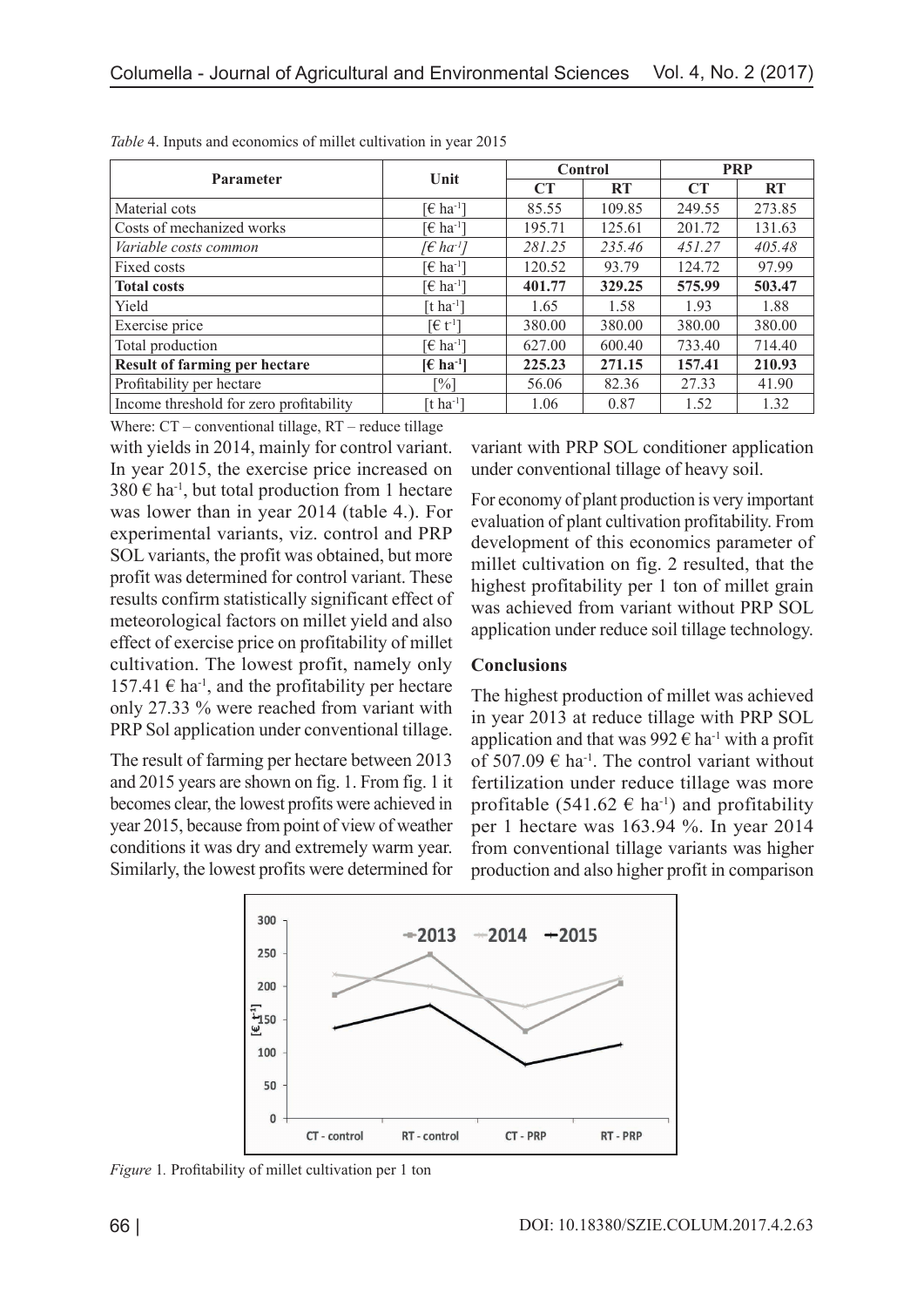*Table* 4. Inputs and economics of millet cultivation in year 2015

| Parameter | Unit | Control | | PRP | |
|---|---|---|---|---|---|
| | | CT | RT | CT | RT |
| Material cots | [€ ha$^{-1}$] | 85.55 | 109.85 | 249.55 | 273.85 |
| Costs of mechanized works | [€ ha$^{-1}$] | 195.71 | 125.61 | 201.72 | 131.63 |
| *Variable costs common* | *[€ ha$^{-1}$]* | *281.25* | *235.46* | *451.27* | *405.48* |
| Fixed costs | [€ ha$^{-1}$] | 120.52 | 93.79 | 124.72 | 97.99 |
| **Total costs** | [€ ha$^{-1}$] | **401.77** | **329.25** | **575.99** | **503.47** |
| Yield | [t ha$^{-1}$] | 1.65 | 1.58 | 1.93 | 1.88 |
| Exercise price | [€ t$^{-1}$] | 380.00 | 380.00 | 380.00 | 380.00 |
| Total production | [€ ha$^{-1}$] | 627.00 | 600.40 | 733.40 | 714.40 |
| **Result of farming per hectare** | **[€ ha$^{-1}$]** | **225.23** | **271.15** | **157.41** | **210.93** |
| Profitability per hectare | [%] | 56.06 | 82.36 | 27.33 | 41.90 |
| Income threshold for zero profitability | [t ha$^{-1}$] | 1.06 | 0.87 | 1.52 | 1.32 |

Where: CT – conventional tillage, RT – reduce tillage

with yields in 2014, mainly for control variant. In year 2015, the exercise price increased on 380 € ha$^{-1}$, but total production from 1 hectare was lower than in year 2014 (table 4.). For experimental variants, viz. control and PRP SOL variants, the profit was obtained, but more profit was determined for control variant. These results confirm statistically significant effect of meteorological factors on millet yield and also effect of exercise price on profitability of millet cultivation. The lowest profit, namely only 157.41 € ha$^{-1}$, and the profitability per hectare only 27.33 % were reached from variant with PRP Sol application under conventional tillage.

The result of farming per hectare between 2013 and 2015 years are shown on fig. 1. From fig. 1 it becomes clear, the lowest profits were achieved in year 2015, because from point of view of weather conditions it was dry and extremely warm year. Similarly, the lowest profits were determined for variant with PRP SOL conditioner application under conventional tillage of heavy soil.

For economy of plant production is very important evaluation of plant cultivation profitability. From development of this economics parameter of millet cultivation on fig. 2 resulted, that the highest profitability per 1 ton of millet grain was achieved from variant without PRP SOL application under reduce soil tillage technology.

## Conclusions

The highest production of millet was achieved in year 2013 at reduce tillage with PRP SOL application and that was 992 € ha$^{-1}$ with a profit of 507.09 € ha$^{-1}$. The control variant without fertilization under reduce tillage was more profitable (541.62 € ha$^{-1}$) and profitability per 1 hectare was 163.94 %. In year 2014 from conventional tillage variants was higher production and also higher profit in comparison

*Figure* 1. Profitability of millet cultivation per 1 ton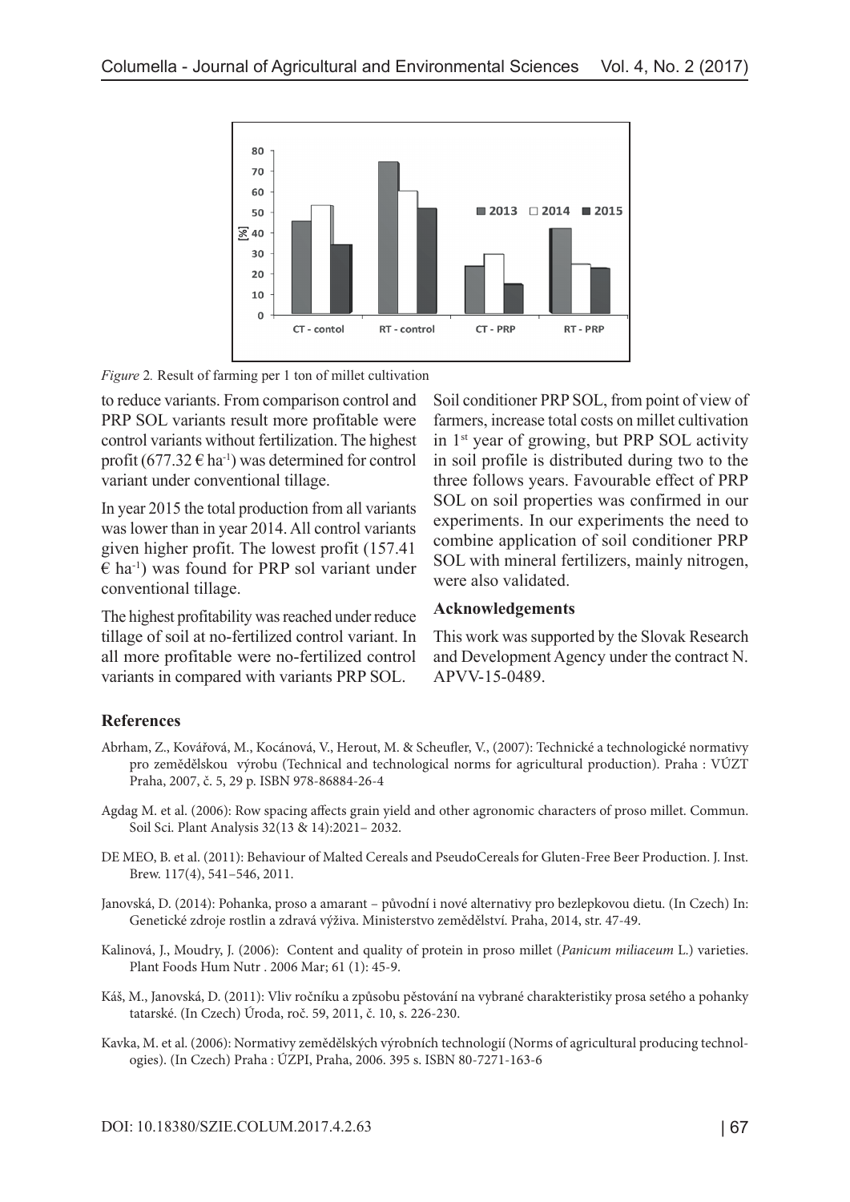*Figure 2.* Result of farming per 1 ton of millet cultivation

to reduce variants. From comparison control and PRP SOL variants result more profitable were control variants without fertilization. The highest profit (677.32 € ha$^{-1}$) was determined for control variant under conventional tillage.

In year 2015 the total production from all variants was lower than in year 2014. All control variants given higher profit. The lowest profit (157.41 € ha$^{-1}$) was found for PRP sol variant under conventional tillage.

The highest profitability was reached under reduce tillage of soil at no-fertilized control variant. In all more profitable were no-fertilized control variants in compared with variants PRP SOL.

Soil conditioner PRP SOL, from point of view of farmers, increase total costs on millet cultivation in 1st year of growing, but PRP SOL activity in soil profile is distributed during two to the three follows years. Favourable effect of PRP SOL on soil properties was confirmed in our experiments. In our experiments the need to combine application of soil conditioner PRP SOL with mineral fertilizers, mainly nitrogen, were also validated.

## Acknowledgements

This work was supported by the Slovak Research and Development Agency under the contract N. APVV-15-0489.

## References

Abrham, Z., Kovářová, M., Kocánová, V., Herout, M. & Scheufler, V., (2007): Technické a technologické normativy pro zemědělskou výrobu (Technical and technological norms for agricultural production). Praha : VÚZT Praha, 2007, č. 5, 29 p. ISBN 978-86884-26-4

Agdag M. et al. (2006): Row spacing affects grain yield and other agronomic characters of proso millet. Commun. Soil Sci. Plant Analysis 32(13 & 14):2021– 2032.

DE MEO, B. et al. (2011): Behaviour of Malted Cereals and PseudoCereals for Gluten-Free Beer Production. J. Inst. Brew. 117(4), 541–546, 2011.

Janovská, D. (2014): Pohanka, proso a amarant – původní i nové alternativy pro bezlepkovou dietu. (In Czech) In: Genetické zdroje rostlin a zdravá výživa. Ministerstvo zemědělství. Praha, 2014, str. 47-49.

Kalinová, J., Moudry, J. (2006): Content and quality of protein in proso millet (*Panicum miliaceum* L.) varieties. Plant Foods Hum Nutr . 2006 Mar; 61 (1): 45-9.

Kàš, M., Janovská, D. (2011): Vliv ročníku a způsobu pěstování na vybrané charakteristiky prosa setého a pohanky tatarské. (In Czech) Úroda, roč. 59, 2011, č. 10, s. 226-230.

Kavka, M. et al. (2006): Normativy zemědělských výrobních technologií (Norms of agricultural producing technologies). (In Czech) Praha : ÚZPI, Praha, 2006. 395 s. ISBN 80-7271-163-6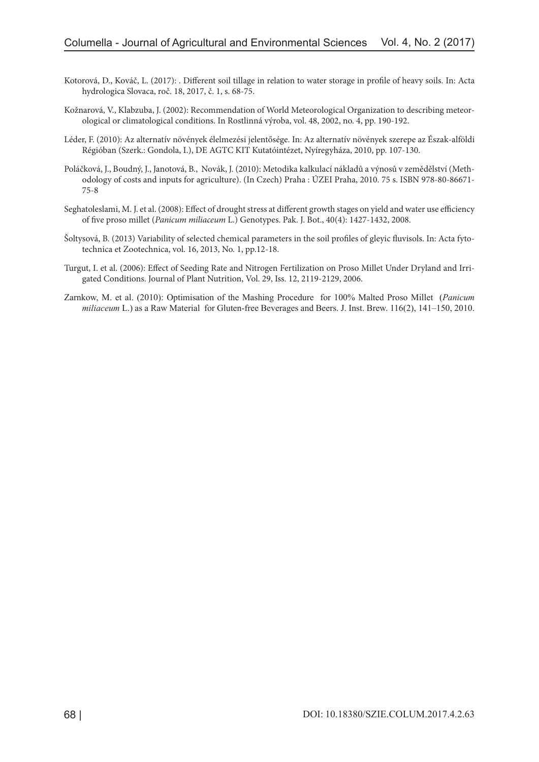Kotorová, D., Kováč, L. (2017): . Different soil tillage in relation to water storage in profile of heavy soils. In: Acta hydrologica Slovaca, roč. 18, 2017, č. 1, s. 68-75.

Kožnarová, V., Klabzuba, J. (2002): Recommendation of World Meteorological Organization to describing meteorological or climatological conditions. In Rostlinná výroba, vol. 48, 2002, no. 4, pp. 190-192.

Léder, F. (2010): Az alternatív növények élelmezési jelentősége. In: Az alternatív növények szerepe az Észak-alföldi Régióban (Szerk.: Gondola, I.), DE AGTC KIT Kutatóintézet, Nyíregyháza, 2010, pp. 107-130.

Poláčková, J., Boudný, J., Janotová, B., Novák, J. (2010): Metodika kalkulací nákladů a výnosů v zemědělství (Methodology of costs and inputs for agriculture). (In Czech) Praha : ÚZEI Praha, 2010. 75 s. ISBN 978-80-86671-75-8

Seghatoleslami, M. J. et al. (2008): Effect of drought stress at different growth stages on yield and water use efficiency of five proso millet (*Panicum miliaceum* L.) Genotypes. Pak. J. Bot., 40(4): 1427-1432, 2008.

Šoltysová, B. (2013) Variability of selected chemical parameters in the soil profiles of gleyic fluvisols. In: Acta fytotechnica et Zootechnica, vol. 16, 2013, No. 1, pp.12-18.

Turgut, I. et al. (2006): Effect of Seeding Rate and Nitrogen Fertilization on Proso Millet Under Dryland and Irrigated Conditions. Journal of Plant Nutrition, Vol. 29, Iss. 12, 2119-2129, 2006.

Zarnkow, M. et al. (2010): Optimisation of the Mashing Procedure for 100% Malted Proso Millet (*Panicum miliaceum* L.) as a Raw Material for Gluten-free Beverages and Beers. J. Inst. Brew. 116(2), 141–150, 2010.